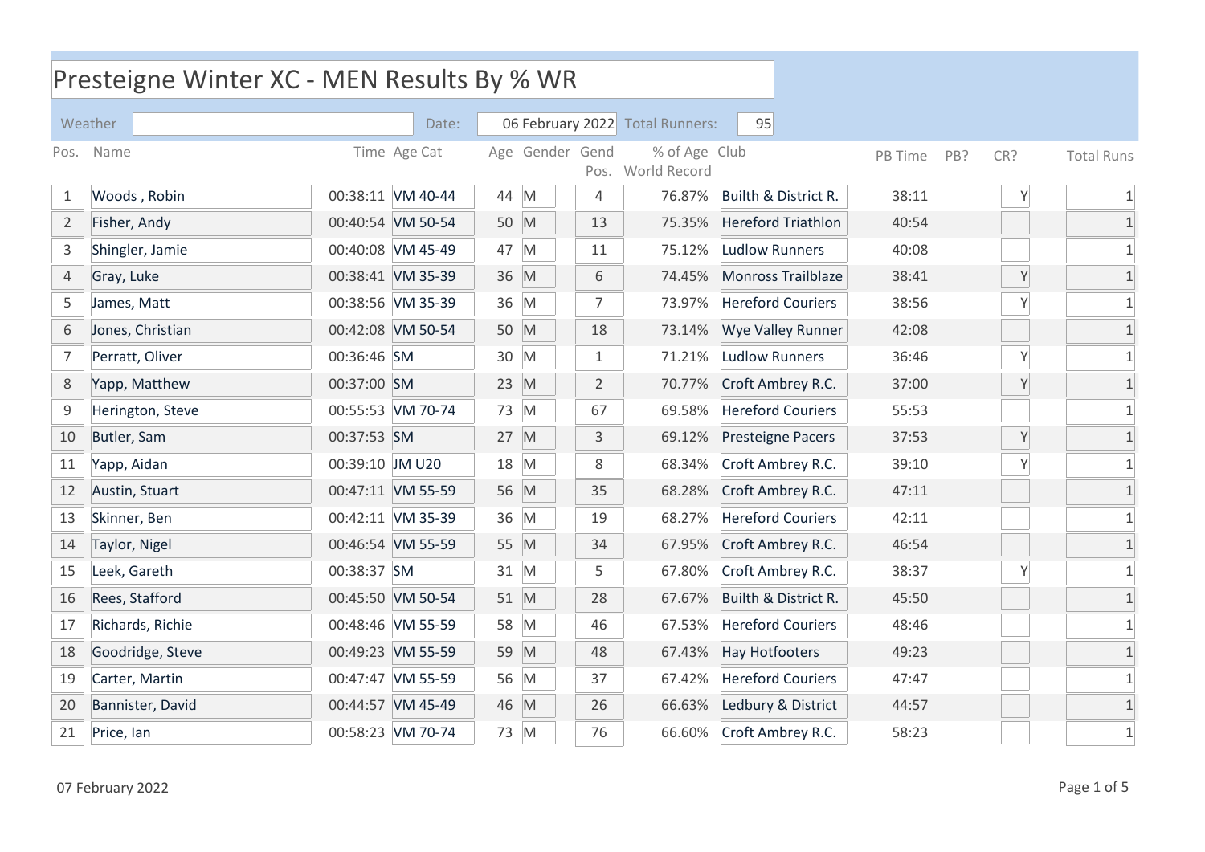# Presteigne Winter XC - MEN Results By % WR

Weather | Date: 06 February 2022 | Total Runners: 95

| Pos. | Name | Time | Age Cat | Age | Gender | Gend Pos. | % of Age World Record | Club | PB Time | PB? | CR? | Total Runs |
|---|---|---|---|---|---|---|---|---|---|---|---|---|
| 1 | Woods , Robin | 00:38:11 | VM 40-44 | 44 | M | 4 | 76.87% | Builth & District R. | 38:11 | | Y | 1 |
| 2 | Fisher, Andy | 00:40:54 | VM 50-54 | 50 | M | 13 | 75.35% | Hereford Triathlon | 40:54 | | | 1 |
| 3 | Shingler, Jamie | 00:40:08 | VM 45-49 | 47 | M | 11 | 75.12% | Ludlow Runners | 40:08 | | | 1 |
| 4 | Gray, Luke | 00:38:41 | VM 35-39 | 36 | M | 6 | 74.45% | Monross Trailblaze | 38:41 | | Y | 1 |
| 5 | James, Matt | 00:38:56 | VM 35-39 | 36 | M | 7 | 73.97% | Hereford Couriers | 38:56 | | Y | 1 |
| 6 | Jones, Christian | 00:42:08 | VM 50-54 | 50 | M | 18 | 73.14% | Wye Valley Runner | 42:08 | | | 1 |
| 7 | Perratt, Oliver | 00:36:46 | SM | 30 | M | 1 | 71.21% | Ludlow Runners | 36:46 | | Y | 1 |
| 8 | Yapp, Matthew | 00:37:00 | SM | 23 | M | 2 | 70.77% | Croft Ambrey R.C. | 37:00 | | Y | 1 |
| 9 | Herington, Steve | 00:55:53 | VM 70-74 | 73 | M | 67 | 69.58% | Hereford Couriers | 55:53 | | | 1 |
| 10 | Butler, Sam | 00:37:53 | SM | 27 | M | 3 | 69.12% | Presteigne Pacers | 37:53 | | Y | 1 |
| 11 | Yapp, Aidan | 00:39:10 | JM U20 | 18 | M | 8 | 68.34% | Croft Ambrey R.C. | 39:10 | | Y | 1 |
| 12 | Austin, Stuart | 00:47:11 | VM 55-59 | 56 | M | 35 | 68.28% | Croft Ambrey R.C. | 47:11 | | | 1 |
| 13 | Skinner, Ben | 00:42:11 | VM 35-39 | 36 | M | 19 | 68.27% | Hereford Couriers | 42:11 | | | 1 |
| 14 | Taylor, Nigel | 00:46:54 | VM 55-59 | 55 | M | 34 | 67.95% | Croft Ambrey R.C. | 46:54 | | | 1 |
| 15 | Leek, Gareth | 00:38:37 | SM | 31 | M | 5 | 67.80% | Croft Ambrey R.C. | 38:37 | | Y | 1 |
| 16 | Rees, Stafford | 00:45:50 | VM 50-54 | 51 | M | 28 | 67.67% | Builth & District R. | 45:50 | | | 1 |
| 17 | Richards, Richie | 00:48:46 | VM 55-59 | 58 | M | 46 | 67.53% | Hereford Couriers | 48:46 | | | 1 |
| 18 | Goodridge, Steve | 00:49:23 | VM 55-59 | 59 | M | 48 | 67.43% | Hay Hotfooters | 49:23 | | | 1 |
| 19 | Carter, Martin | 00:47:47 | VM 55-59 | 56 | M | 37 | 67.42% | Hereford Couriers | 47:47 | | | 1 |
| 20 | Bannister, David | 00:44:57 | VM 45-49 | 46 | M | 26 | 66.63% | Ledbury & District | 44:57 | | | 1 |
| 21 | Price, Ian | 00:58:23 | VM 70-74 | 73 | M | 76 | 66.60% | Croft Ambrey R.C. | 58:23 | | | 1 |

07 February 2022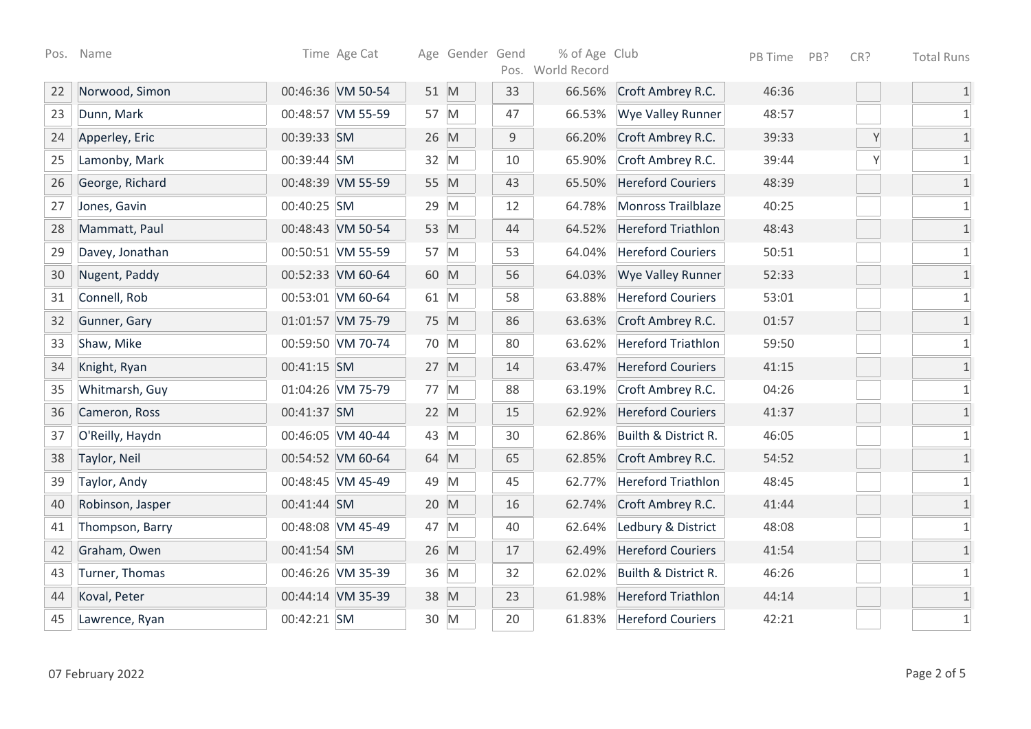| Pos. | Name | Time | Age Cat | Age | Gender | Gend Pos. | % of Age World Record | Club | PB Time | PB? | CR? | Total Runs |
|---|---|---|---|---|---|---|---|---|---|---|---|---|
| 22 | Norwood, Simon | 00:46:36 | VM 50-54 | 51 | M | 33 | 66.56% | Croft Ambrey R.C. | 46:36 | | | 1 |
| 23 | Dunn, Mark | 00:48:57 | VM 55-59 | 57 | M | 47 | 66.53% | Wye Valley Runner | 48:57 | | | 1 |
| 24 | Apperley, Eric | 00:39:33 | SM | 26 | M | 9 | 66.20% | Croft Ambrey R.C. | 39:33 | | Y | 1 |
| 25 | Lamonby, Mark | 00:39:44 | SM | 32 | M | 10 | 65.90% | Croft Ambrey R.C. | 39:44 | | Y | 1 |
| 26 | George, Richard | 00:48:39 | VM 55-59 | 55 | M | 43 | 65.50% | Hereford Couriers | 48:39 | | | 1 |
| 27 | Jones, Gavin | 00:40:25 | SM | 29 | M | 12 | 64.78% | Monross Trailblaze | 40:25 | | | 1 |
| 28 | Mammatt, Paul | 00:48:43 | VM 50-54 | 53 | M | 44 | 64.52% | Hereford Triathlon | 48:43 | | | 1 |
| 29 | Davey, Jonathan | 00:50:51 | VM 55-59 | 57 | M | 53 | 64.04% | Hereford Couriers | 50:51 | | | 1 |
| 30 | Nugent, Paddy | 00:52:33 | VM 60-64 | 60 | M | 56 | 64.03% | Wye Valley Runner | 52:33 | | | 1 |
| 31 | Connell, Rob | 00:53:01 | VM 60-64 | 61 | M | 58 | 63.88% | Hereford Couriers | 53:01 | | | 1 |
| 32 | Gunner, Gary | 01:01:57 | VM 75-79 | 75 | M | 86 | 63.63% | Croft Ambrey R.C. | 01:57 | | | 1 |
| 33 | Shaw, Mike | 00:59:50 | VM 70-74 | 70 | M | 80 | 63.62% | Hereford Triathlon | 59:50 | | | 1 |
| 34 | Knight, Ryan | 00:41:15 | SM | 27 | M | 14 | 63.47% | Hereford Couriers | 41:15 | | | 1 |
| 35 | Whitmarsh, Guy | 01:04:26 | VM 75-79 | 77 | M | 88 | 63.19% | Croft Ambrey R.C. | 04:26 | | | 1 |
| 36 | Cameron, Ross | 00:41:37 | SM | 22 | M | 15 | 62.92% | Hereford Couriers | 41:37 | | | 1 |
| 37 | O'Reilly, Haydn | 00:46:05 | VM 40-44 | 43 | M | 30 | 62.86% | Builth & District R. | 46:05 | | | 1 |
| 38 | Taylor, Neil | 00:54:52 | VM 60-64 | 64 | M | 65 | 62.85% | Croft Ambrey R.C. | 54:52 | | | 1 |
| 39 | Taylor, Andy | 00:48:45 | VM 45-49 | 49 | M | 45 | 62.77% | Hereford Triathlon | 48:45 | | | 1 |
| 40 | Robinson, Jasper | 00:41:44 | SM | 20 | M | 16 | 62.74% | Croft Ambrey R.C. | 41:44 | | | 1 |
| 41 | Thompson, Barry | 00:48:08 | VM 45-49 | 47 | M | 40 | 62.64% | Ledbury & District | 48:08 | | | 1 |
| 42 | Graham, Owen | 00:41:54 | SM | 26 | M | 17 | 62.49% | Hereford Couriers | 41:54 | | | 1 |
| 43 | Turner, Thomas | 00:46:26 | VM 35-39 | 36 | M | 32 | 62.02% | Builth & District R. | 46:26 | | | 1 |
| 44 | Koval, Peter | 00:44:14 | VM 35-39 | 38 | M | 23 | 61.98% | Hereford Triathlon | 44:14 | | | 1 |
| 45 | Lawrence, Ryan | 00:42:21 | SM | 30 | M | 20 | 61.83% | Hereford Couriers | 42:21 | | | 1 |

07 February 2022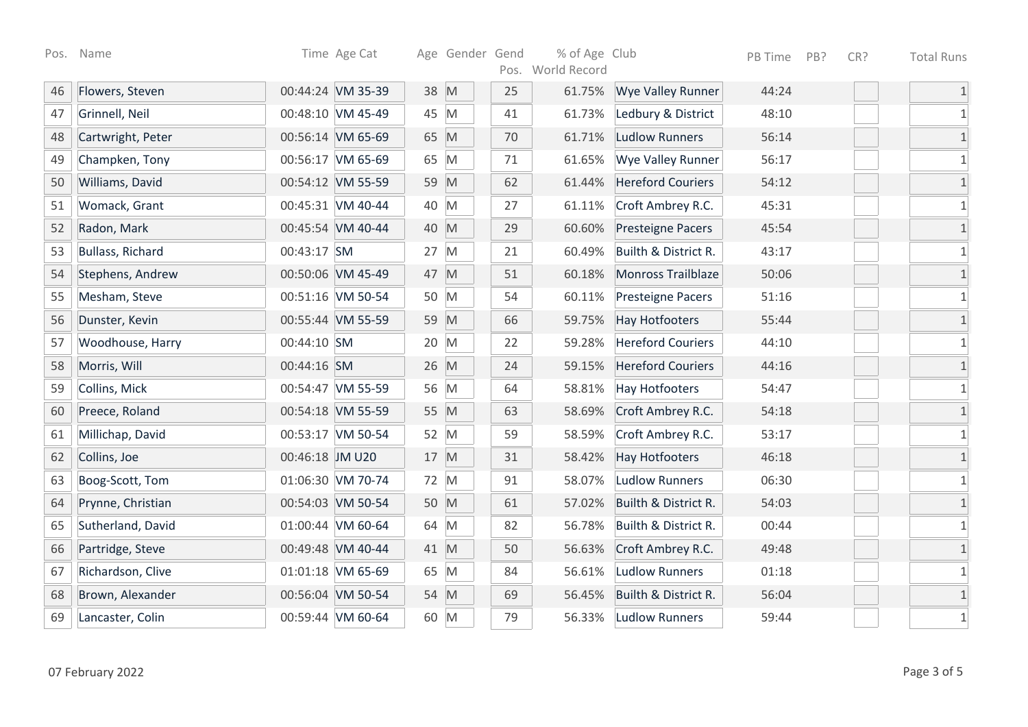| Pos. | Name | Time | Age Cat | Age | Gender | Gend Pos. | % of Age World Record | Club | PB Time | PB? | CR? | Total Runs |
|---|---|---|---|---|---|---|---|---|---|---|---|---|
| 46 | Flowers, Steven | 00:44:24 | VM 35-39 | 38 | M | 25 | 61.75% | Wye Valley Runner | 44:24 | | | 1 |
| 47 | Grinnell, Neil | 00:48:10 | VM 45-49 | 45 | M | 41 | 61.73% | Ledbury & District | 48:10 | | | 1 |
| 48 | Cartwright, Peter | 00:56:14 | VM 65-69 | 65 | M | 70 | 61.71% | Ludlow Runners | 56:14 | | | 1 |
| 49 | Champken, Tony | 00:56:17 | VM 65-69 | 65 | M | 71 | 61.65% | Wye Valley Runner | 56:17 | | | 1 |
| 50 | Williams, David | 00:54:12 | VM 55-59 | 59 | M | 62 | 61.44% | Hereford Couriers | 54:12 | | | 1 |
| 51 | Womack, Grant | 00:45:31 | VM 40-44 | 40 | M | 27 | 61.11% | Croft Ambrey R.C. | 45:31 | | | 1 |
| 52 | Radon, Mark | 00:45:54 | VM 40-44 | 40 | M | 29 | 60.60% | Presteigne Pacers | 45:54 | | | 1 |
| 53 | Bullass, Richard | 00:43:17 | SM | 27 | M | 21 | 60.49% | Builth & District R. | 43:17 | | | 1 |
| 54 | Stephens, Andrew | 00:50:06 | VM 45-49 | 47 | M | 51 | 60.18% | Monross Trailblaze | 50:06 | | | 1 |
| 55 | Mesham, Steve | 00:51:16 | VM 50-54 | 50 | M | 54 | 60.11% | Presteigne Pacers | 51:16 | | | 1 |
| 56 | Dunster, Kevin | 00:55:44 | VM 55-59 | 59 | M | 66 | 59.75% | Hay Hotfooters | 55:44 | | | 1 |
| 57 | Woodhouse, Harry | 00:44:10 | SM | 20 | M | 22 | 59.28% | Hereford Couriers | 44:10 | | | 1 |
| 58 | Morris, Will | 00:44:16 | SM | 26 | M | 24 | 59.15% | Hereford Couriers | 44:16 | | | 1 |
| 59 | Collins, Mick | 00:54:47 | VM 55-59 | 56 | M | 64 | 58.81% | Hay Hotfooters | 54:47 | | | 1 |
| 60 | Preece, Roland | 00:54:18 | VM 55-59 | 55 | M | 63 | 58.69% | Croft Ambrey R.C. | 54:18 | | | 1 |
| 61 | Millichap, David | 00:53:17 | VM 50-54 | 52 | M | 59 | 58.59% | Croft Ambrey R.C. | 53:17 | | | 1 |
| 62 | Collins, Joe | 00:46:18 | JM U20 | 17 | M | 31 | 58.42% | Hay Hotfooters | 46:18 | | | 1 |
| 63 | Boog-Scott, Tom | 01:06:30 | VM 70-74 | 72 | M | 91 | 58.07% | Ludlow Runners | 06:30 | | | 1 |
| 64 | Prynne, Christian | 00:54:03 | VM 50-54 | 50 | M | 61 | 57.02% | Builth & District R. | 54:03 | | | 1 |
| 65 | Sutherland, David | 01:00:44 | VM 60-64 | 64 | M | 82 | 56.78% | Builth & District R. | 00:44 | | | 1 |
| 66 | Partridge, Steve | 00:49:48 | VM 40-44 | 41 | M | 50 | 56.63% | Croft Ambrey R.C. | 49:48 | | | 1 |
| 67 | Richardson, Clive | 01:01:18 | VM 65-69 | 65 | M | 84 | 56.61% | Ludlow Runners | 01:18 | | | 1 |
| 68 | Brown, Alexander | 00:56:04 | VM 50-54 | 54 | M | 69 | 56.45% | Builth & District R. | 56:04 | | | 1 |
| 69 | Lancaster, Colin | 00:59:44 | VM 60-64 | 60 | M | 79 | 56.33% | Ludlow Runners | 59:44 | | | 1 |

07 February 2022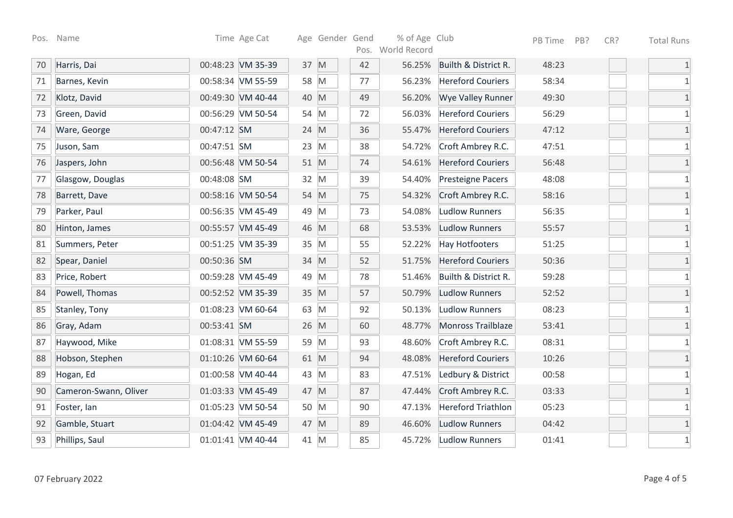| Pos. | Name | Time | Age Cat | Age | Gender | Gend Pos. | % of Age World Record | Club | PB Time | PB? | CR? | Total Runs |
|---|---|---|---|---|---|---|---|---|---|---|---|---|
| 70 | Harris, Dai | 00:48:23 | VM 35-39 | 37 | M | 42 | 56.25% | Builth & District R. | 48:23 | | | 1 |
| 71 | Barnes, Kevin | 00:58:34 | VM 55-59 | 58 | M | 77 | 56.23% | Hereford Couriers | 58:34 | | | 1 |
| 72 | Klotz, David | 00:49:30 | VM 40-44 | 40 | M | 49 | 56.20% | Wye Valley Runner | 49:30 | | | 1 |
| 73 | Green, David | 00:56:29 | VM 50-54 | 54 | M | 72 | 56.03% | Hereford Couriers | 56:29 | | | 1 |
| 74 | Ware, George | 00:47:12 | SM | 24 | M | 36 | 55.47% | Hereford Couriers | 47:12 | | | 1 |
| 75 | Juson, Sam | 00:47:51 | SM | 23 | M | 38 | 54.72% | Croft Ambrey R.C. | 47:51 | | | 1 |
| 76 | Jaspers, John | 00:56:48 | VM 50-54 | 51 | M | 74 | 54.61% | Hereford Couriers | 56:48 | | | 1 |
| 77 | Glasgow, Douglas | 00:48:08 | SM | 32 | M | 39 | 54.40% | Presteigne Pacers | 48:08 | | | 1 |
| 78 | Barrett, Dave | 00:58:16 | VM 50-54 | 54 | M | 75 | 54.32% | Croft Ambrey R.C. | 58:16 | | | 1 |
| 79 | Parker, Paul | 00:56:35 | VM 45-49 | 49 | M | 73 | 54.08% | Ludlow Runners | 56:35 | | | 1 |
| 80 | Hinton, James | 00:55:57 | VM 45-49 | 46 | M | 68 | 53.53% | Ludlow Runners | 55:57 | | | 1 |
| 81 | Summers, Peter | 00:51:25 | VM 35-39 | 35 | M | 55 | 52.22% | Hay Hotfooters | 51:25 | | | 1 |
| 82 | Spear, Daniel | 00:50:36 | SM | 34 | M | 52 | 51.75% | Hereford Couriers | 50:36 | | | 1 |
| 83 | Price, Robert | 00:59:28 | VM 45-49 | 49 | M | 78 | 51.46% | Builth & District R. | 59:28 | | | 1 |
| 84 | Powell, Thomas | 00:52:52 | VM 35-39 | 35 | M | 57 | 50.79% | Ludlow Runners | 52:52 | | | 1 |
| 85 | Stanley, Tony | 01:08:23 | VM 60-64 | 63 | M | 92 | 50.13% | Ludlow Runners | 08:23 | | | 1 |
| 86 | Gray, Adam | 00:53:41 | SM | 26 | M | 60 | 48.77% | Monross Trailblaze | 53:41 | | | 1 |
| 87 | Haywood, Mike | 01:08:31 | VM 55-59 | 59 | M | 93 | 48.60% | Croft Ambrey R.C. | 08:31 | | | 1 |
| 88 | Hobson, Stephen | 01:10:26 | VM 60-64 | 61 | M | 94 | 48.08% | Hereford Couriers | 10:26 | | | 1 |
| 89 | Hogan, Ed | 01:00:58 | VM 40-44 | 43 | M | 83 | 47.51% | Ledbury & District | 00:58 | | | 1 |
| 90 | Cameron-Swann, Oliver | 01:03:33 | VM 45-49 | 47 | M | 87 | 47.44% | Croft Ambrey R.C. | 03:33 | | | 1 |
| 91 | Foster, Ian | 01:05:23 | VM 50-54 | 50 | M | 90 | 47.13% | Hereford Triathlon | 05:23 | | | 1 |
| 92 | Gamble, Stuart | 01:04:42 | VM 45-49 | 47 | M | 89 | 46.60% | Ludlow Runners | 04:42 | | | 1 |
| 93 | Phillips, Saul | 01:01:41 | VM 40-44 | 41 | M | 85 | 45.72% | Ludlow Runners | 01:41 | | | 1 |

07 February 2022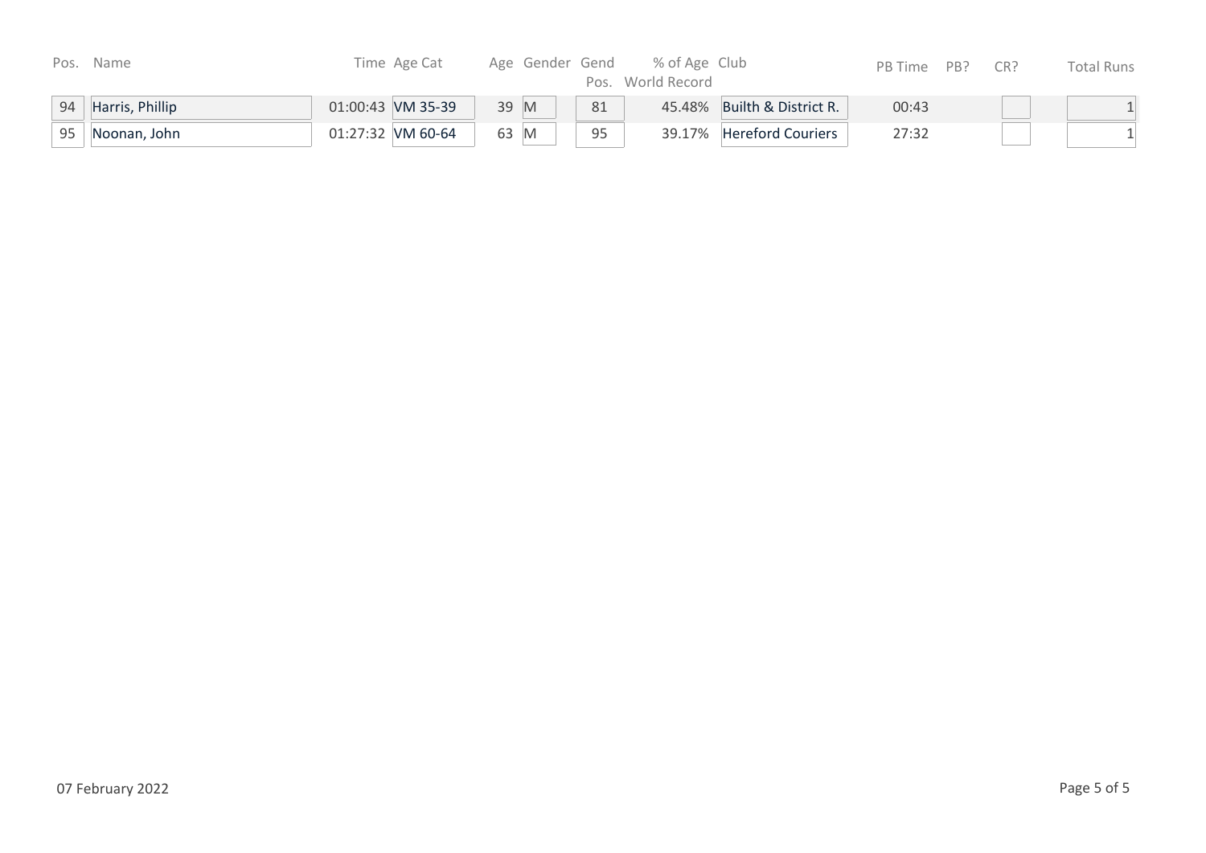| Pos. | Name | Time | Age Cat | Age | Gender | Gend Pos. | % of Age World Record | Club | PB Time | PB? | CR? | Total Runs |
|---|---|---|---|---|---|---|---|---|---|---|---|---|
| 94 | Harris, Phillip | 01:00:43 | VM 35-39 | 39 | M | 81 | 45.48% | Builth & District R. | 00:43 | | | 1 |
| 95 | Noonan, John | 01:27:32 | VM 60-64 | 63 | M | 95 | 39.17% | Hereford Couriers | 27:32 | | | 1 |

07 February 2022